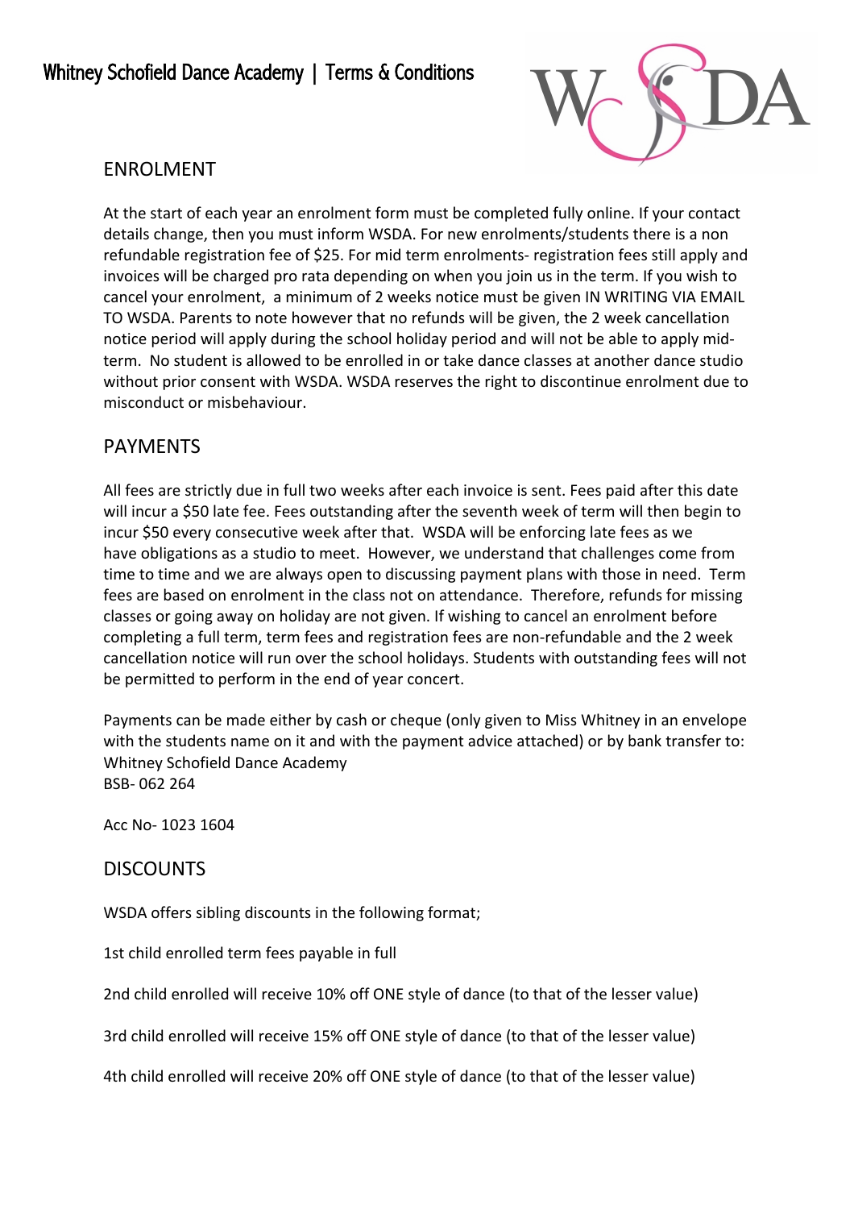# Whitney Schofield Dance Academy | Terms & Conditions

## ENROLMENT

At the start of each year an enrolment form must be completed fully online. If your contact details change, then you must inform WSDA. For new enrolments/students there is a non refundable registration fee of $25. For mid term enrolments- registration fees still apply and invoices will be charged pro rata depending on when you join us in the term. If you wish to cancel your enrolment, a minimum of 2 weeks notice must be given IN WRITING VIA EMAIL TO WSDA. Parents to note however that no refunds will be given, the 2 week cancellation notice period will apply during the school holiday period and will not be able to apply mid-term. No student is allowed to be enrolled in or take dance classes at another dance studio without prior consent with WSDA. WSDA reserves the right to discontinue enrolment due to misconduct or misbehaviour.

## PAYMENTS

All fees are strictly due in full two weeks after each invoice is sent. Fees paid after this date will incur a $50 late fee. Fees outstanding after the seventh week of term will then begin to incur $50 every consecutive week after that. WSDA will be enforcing late fees as we have obligations as a studio to meet. However, we understand that challenges come from time to time and we are always open to discussing payment plans with those in need. Term fees are based on enrolment in the class not on attendance. Therefore, refunds for missing classes or going away on holiday are not given. If wishing to cancel an enrolment before completing a full term, term fees and registration fees are non-refundable and the 2 week cancellation notice will run over the school holidays. Students with outstanding fees will not be permitted to perform in the end of year concert.

Payments can be made either by cash or cheque (only given to Miss Whitney in an envelope with the students name on it and with the payment advice attached) or by bank transfer to:
Whitney Schofield Dance Academy
BSB- 062 264

Acc No- 1023 1604

## DISCOUNTS

WSDA offers sibling discounts in the following format;

1st child enrolled term fees payable in full

2nd child enrolled will receive 10% off ONE style of dance (to that of the lesser value)

3rd child enrolled will receive 15% off ONE style of dance (to that of the lesser value)

4th child enrolled will receive 20% off ONE style of dance (to that of the lesser value)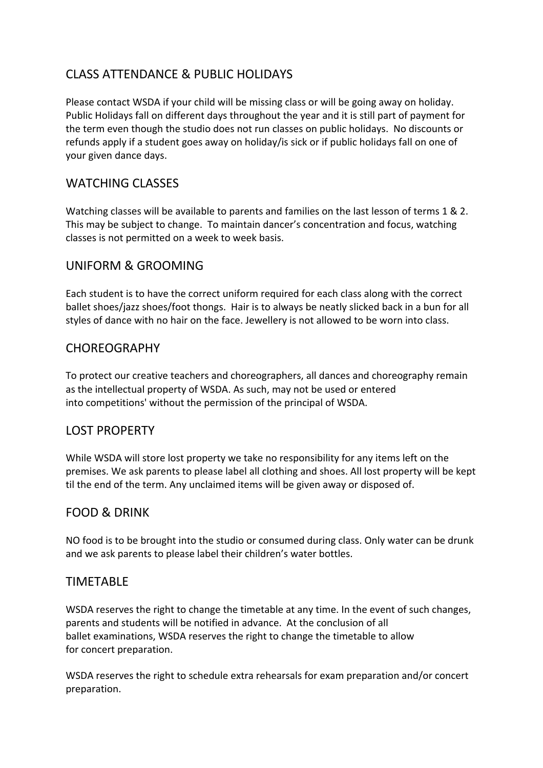## CLASS ATTENDANCE & PUBLIC HOLIDAYS

Please contact WSDA if your child will be missing class or will be going away on holiday. Public Holidays fall on different days throughout the year and it is still part of payment for the term even though the studio does not run classes on public holidays. No discounts or refunds apply if a student goes away on holiday/is sick or if public holidays fall on one of your given dance days.

## WATCHING CLASSES

Watching classes will be available to parents and families on the last lesson of terms 1 & 2. This may be subject to change. To maintain dancer's concentration and focus, watching classes is not permitted on a week to week basis.

## UNIFORM & GROOMING

Each student is to have the correct uniform required for each class along with the correct ballet shoes/jazz shoes/foot thongs. Hair is to always be neatly slicked back in a bun for all styles of dance with no hair on the face. Jewellery is not allowed to be worn into class.

## CHOREOGRAPHY

To protect our creative teachers and choreographers, all dances and choreography remain as the intellectual property of WSDA. As such, may not be used or entered into competitions' without the permission of the principal of WSDA.

## LOST PROPERTY

While WSDA will store lost property we take no responsibility for any items left on the premises. We ask parents to please label all clothing and shoes. All lost property will be kept til the end of the term. Any unclaimed items will be given away or disposed of.

## FOOD & DRINK

NO food is to be brought into the studio or consumed during class. Only water can be drunk and we ask parents to please label their children's water bottles.

## TIMETABLE

WSDA reserves the right to change the timetable at any time. In the event of such changes, parents and students will be notified in advance. At the conclusion of all ballet examinations, WSDA reserves the right to change the timetable to allow for concert preparation.

WSDA reserves the right to schedule extra rehearsals for exam preparation and/or concert preparation.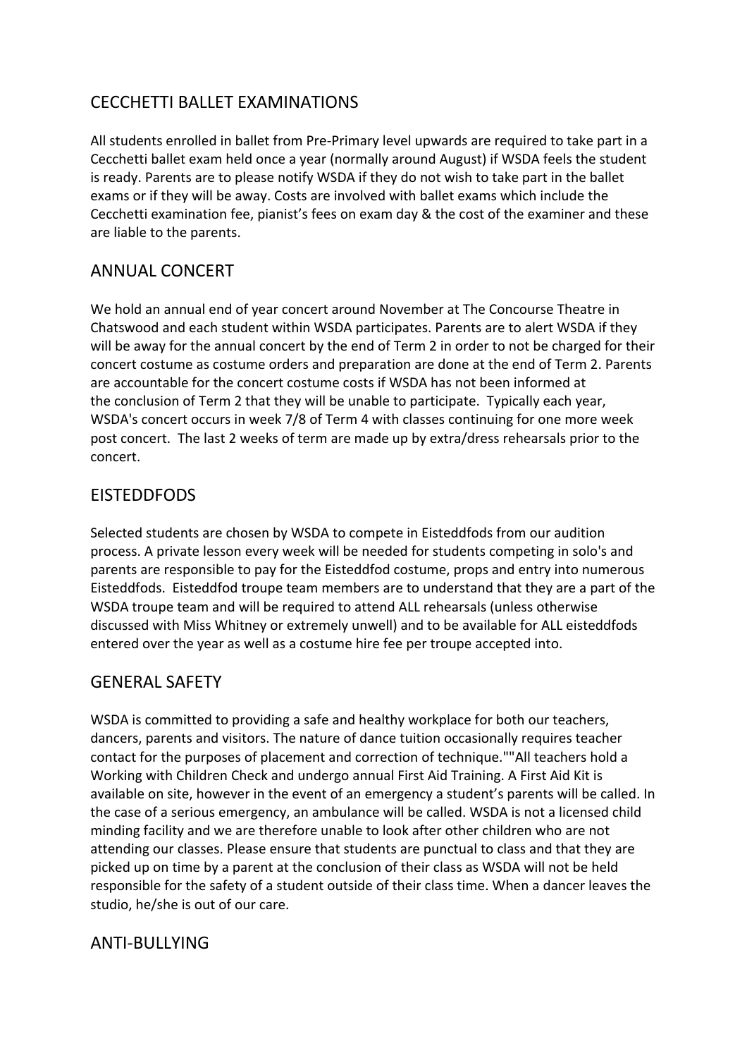## CECCHETTI BALLET EXAMINATIONS

All students enrolled in ballet from Pre-Primary level upwards are required to take part in a Cecchetti ballet exam held once a year (normally around August) if WSDA feels the student is ready. Parents are to please notify WSDA if they do not wish to take part in the ballet exams or if they will be away. Costs are involved with ballet exams which include the Cecchetti examination fee, pianist's fees on exam day & the cost of the examiner and these are liable to the parents.

## ANNUAL CONCERT

We hold an annual end of year concert around November at The Concourse Theatre in Chatswood and each student within WSDA participates. Parents are to alert WSDA if they will be away for the annual concert by the end of Term 2 in order to not be charged for their concert costume as costume orders and preparation are done at the end of Term 2. Parents are accountable for the concert costume costs if WSDA has not been informed at the conclusion of Term 2 that they will be unable to participate. Typically each year, WSDA's concert occurs in week 7/8 of Term 4 with classes continuing for one more week post concert. The last 2 weeks of term are made up by extra/dress rehearsals prior to the concert.

## EISTEDDFODS

Selected students are chosen by WSDA to compete in Eisteddfods from our audition process. A private lesson every week will be needed for students competing in solo's and parents are responsible to pay for the Eisteddfod costume, props and entry into numerous Eisteddfods. Eisteddfod troupe team members are to understand that they are a part of the WSDA troupe team and will be required to attend ALL rehearsals (unless otherwise discussed with Miss Whitney or extremely unwell) and to be available for ALL eisteddfods entered over the year as well as a costume hire fee per troupe accepted into.

## GENERAL SAFETY

WSDA is committed to providing a safe and healthy workplace for both our teachers, dancers, parents and visitors. The nature of dance tuition occasionally requires teacher contact for the purposes of placement and correction of technique.""All teachers hold a Working with Children Check and undergo annual First Aid Training. A First Aid Kit is available on site, however in the event of an emergency a student's parents will be called. In the case of a serious emergency, an ambulance will be called. WSDA is not a licensed child minding facility and we are therefore unable to look after other children who are not attending our classes. Please ensure that students are punctual to class and that they are picked up on time by a parent at the conclusion of their class as WSDA will not be held responsible for the safety of a student outside of their class time. When a dancer leaves the studio, he/she is out of our care.

## ANTI-BULLYING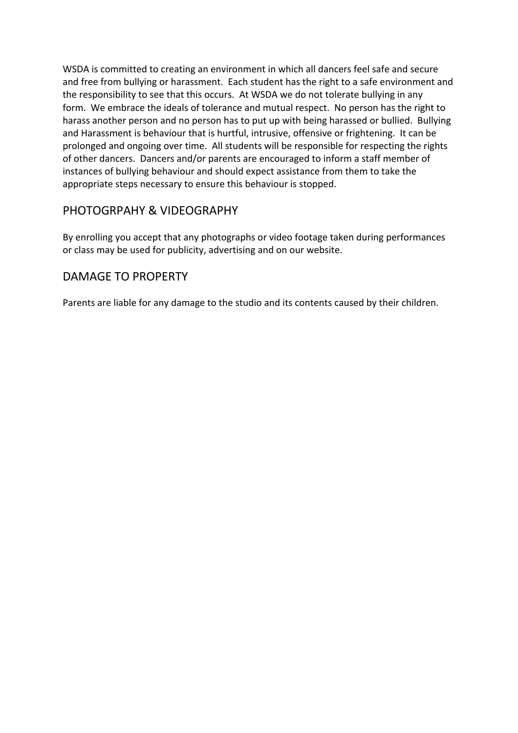WSDA is committed to creating an environment in which all dancers feel safe and secure and free from bullying or harassment. Each student has the right to a safe environment and the responsibility to see that this occurs. At WSDA we do not tolerate bullying in any form. We embrace the ideals of tolerance and mutual respect. No person has the right to harass another person and no person has to put up with being harassed or bullied. Bullying and Harassment is behaviour that is hurtful, intrusive, offensive or frightening. It can be prolonged and ongoing over time. All students will be responsible for respecting the rights of other dancers. Dancers and/or parents are encouraged to inform a staff member of instances of bullying behaviour and should expect assistance from them to take the appropriate steps necessary to ensure this behaviour is stopped.

## PHOTOGRPAHY & VIDEOGRAPHY

By enrolling you accept that any photographs or video footage taken during performances or class may be used for publicity, advertising and on our website.

## DAMAGE TO PROPERTY

Parents are liable for any damage to the studio and its contents caused by their children.